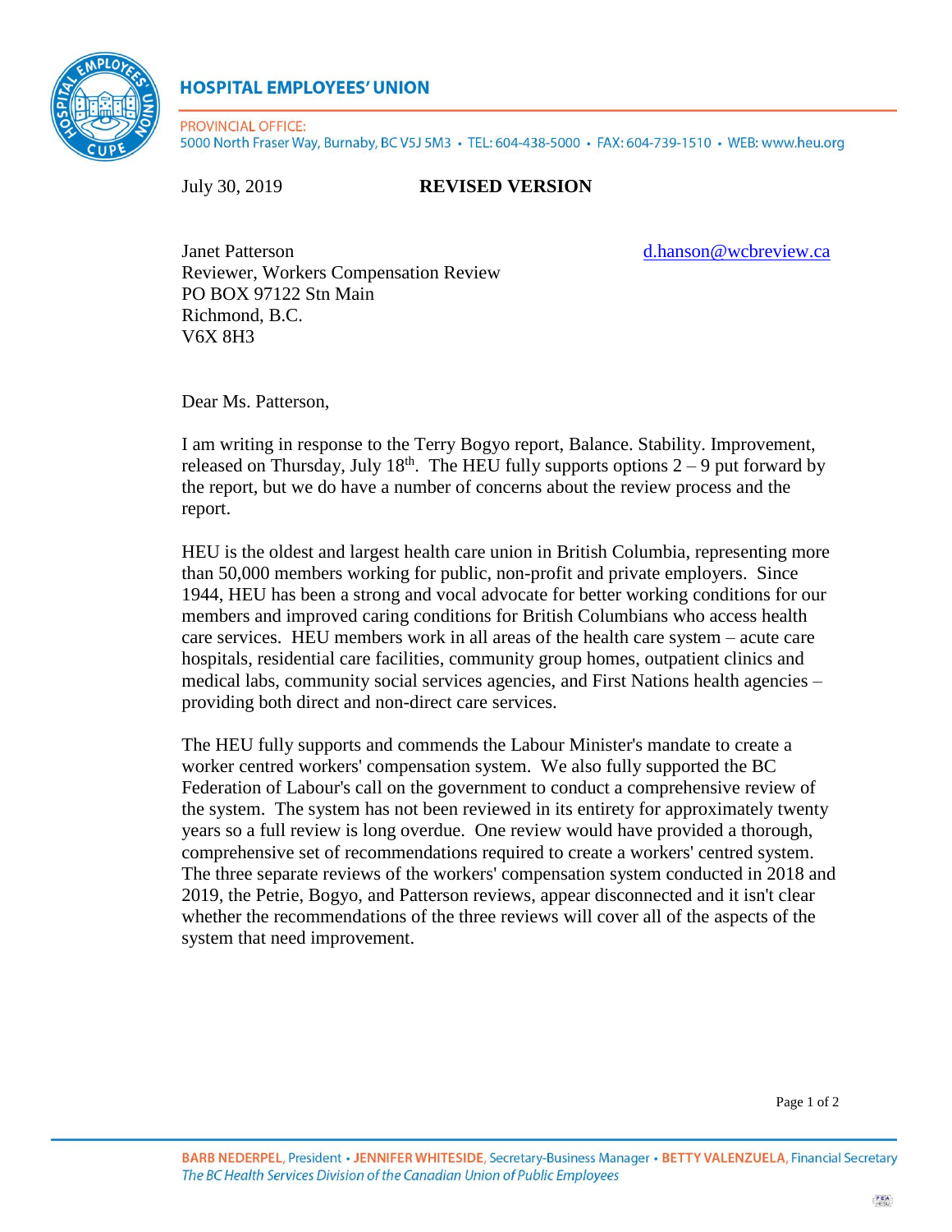**HOSPITAL EMPLOYEES' UNION**

PROVINCIAL OFFICE:
5000 North Fraser Way, Burnaby, BC V5J 5M3 • TEL: 604-438-5000 • FAX: 604-739-1510 • WEB: www.heu.org

July 30, 2019 **REVISED VERSION**

Janet Patterson
Reviewer, Workers Compensation Review
PO BOX 97122 Stn Main
Richmond, B.C.
V6X 8H3

d.hanson@wcbreview.ca

Dear Ms. Patterson,

I am writing in response to the Terry Bogyo report, Balance. Stability. Improvement, released on Thursday, July 18th. The HEU fully supports options 2 – 9 put forward by the report, but we do have a number of concerns about the review process and the report.

HEU is the oldest and largest health care union in British Columbia, representing more than 50,000 members working for public, non-profit and private employers. Since 1944, HEU has been a strong and vocal advocate for better working conditions for our members and improved caring conditions for British Columbians who access health care services. HEU members work in all areas of the health care system – acute care hospitals, residential care facilities, community group homes, outpatient clinics and medical labs, community social services agencies, and First Nations health agencies – providing both direct and non-direct care services.

The HEU fully supports and commends the Labour Minister's mandate to create a worker centred workers' compensation system. We also fully supported the BC Federation of Labour's call on the government to conduct a comprehensive review of the system. The system has not been reviewed in its entirety for approximately twenty years so a full review is long overdue. One review would have provided a thorough, comprehensive set of recommendations required to create a workers' centred system. The three separate reviews of the workers' compensation system conducted in 2018 and 2019, the Petrie, Bogyo, and Patterson reviews, appear disconnected and it isn't clear whether the recommendations of the three reviews will cover all of the aspects of the system that need improvement.

BARB NEDERPEL, President • JENNIFER WHITESIDE, Secretary-Business Manager • BETTY VALENZUELA, Financial Secretary
*The BC Health Services Division of the Canadian Union of Public Employees*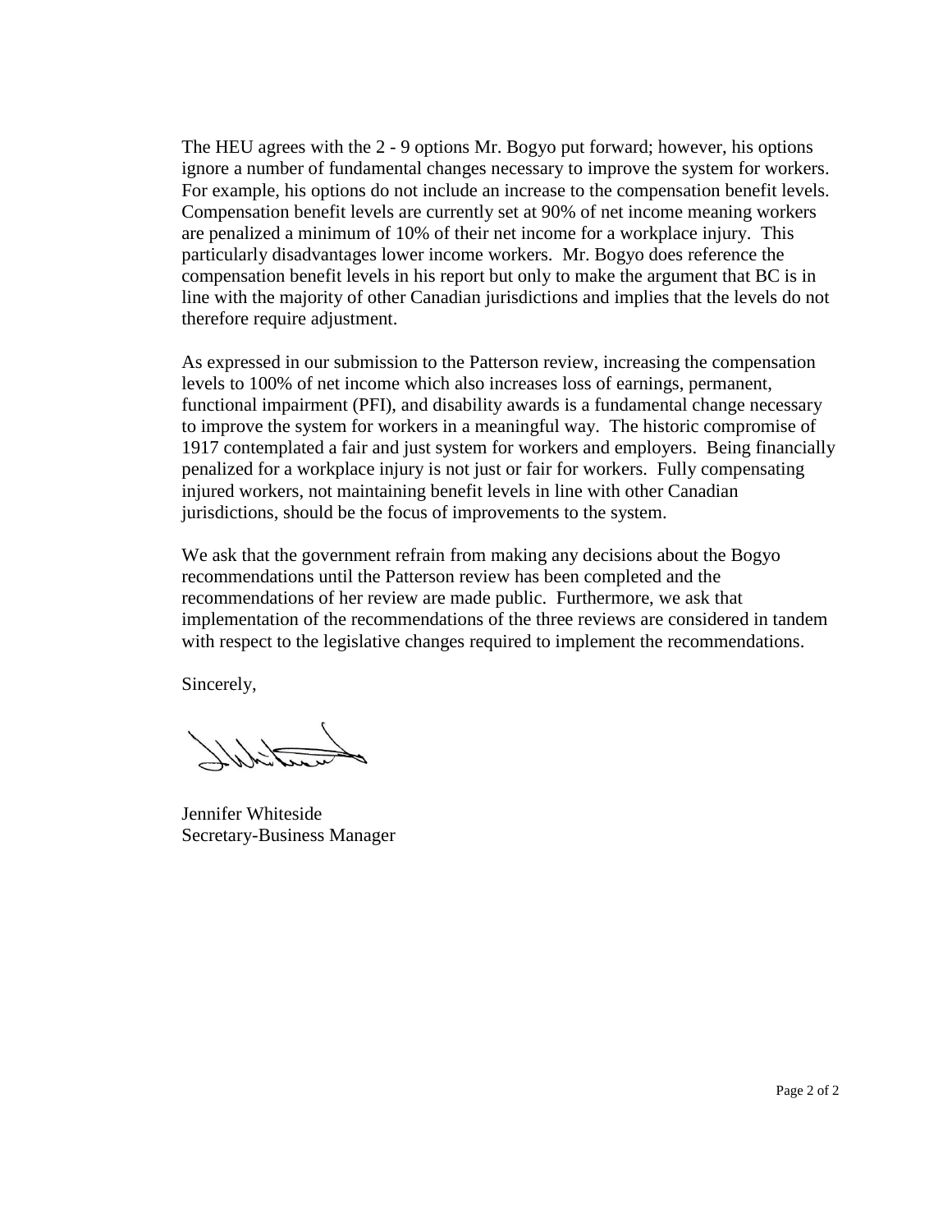The HEU agrees with the 2 - 9 options Mr. Bogyo put forward; however, his options ignore a number of fundamental changes necessary to improve the system for workers. For example, his options do not include an increase to the compensation benefit levels. Compensation benefit levels are currently set at 90% of net income meaning workers are penalized a minimum of 10% of their net income for a workplace injury. This particularly disadvantages lower income workers. Mr. Bogyo does reference the compensation benefit levels in his report but only to make the argument that BC is in line with the majority of other Canadian jurisdictions and implies that the levels do not therefore require adjustment.

As expressed in our submission to the Patterson review, increasing the compensation levels to 100% of net income which also increases loss of earnings, permanent, functional impairment (PFI), and disability awards is a fundamental change necessary to improve the system for workers in a meaningful way. The historic compromise of 1917 contemplated a fair and just system for workers and employers. Being financially penalized for a workplace injury is not just or fair for workers. Fully compensating injured workers, not maintaining benefit levels in line with other Canadian jurisdictions, should be the focus of improvements to the system.

We ask that the government refrain from making any decisions about the Bogyo recommendations until the Patterson review has been completed and the recommendations of her review are made public. Furthermore, we ask that implementation of the recommendations of the three reviews are considered in tandem with respect to the legislative changes required to implement the recommendations.

Sincerely,

Jennifer Whiteside
Secretary-Business Manager